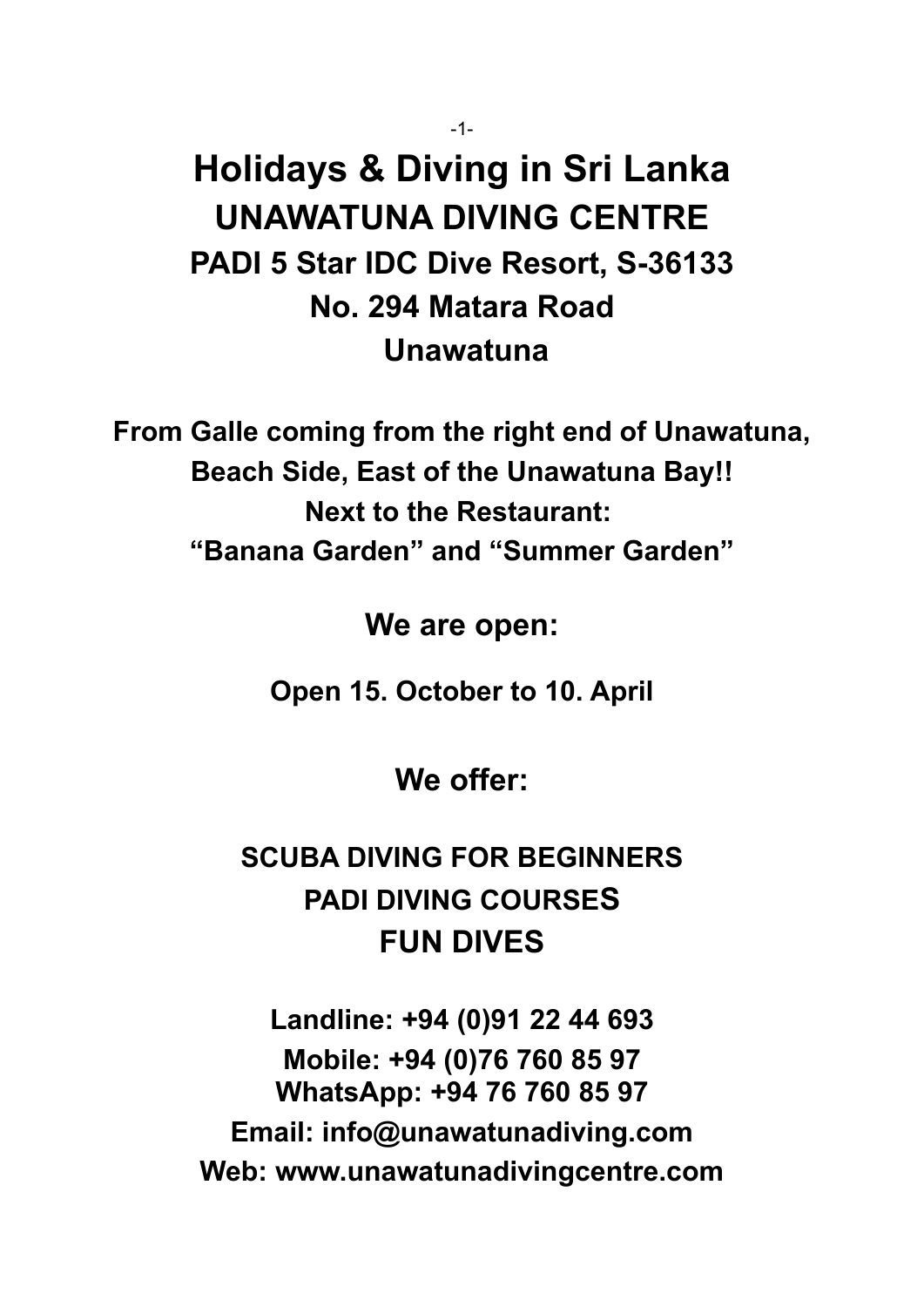# Holidays & Diving in Sri Lanka

## UNAWATUNA DIVING CENTRE

### PADI 5 Star IDC Dive Resort, S-36133

### No. 294 Matara Road

### Unawatuna

**From Galle coming from the right end of Unawatuna,**
**Beach Side, East of the Unawatuna Bay!!**
**Next to the Restaurant:**
**"Banana Garden" and "Summer Garden"**

## We are open:

**Open 15. October to 10. April**

## We offer:

**SCUBA DIVING FOR BEGINNERS**
**PADI DIVING COURSES**
**FUN DIVES**

**Landline: +94 (0)91 22 44 693**
**Mobile: +94 (0)76 760 85 97**
**WhatsApp: +94 76 760 85 97**
**Email: info@unawatunadiving.com**
**Web: www.unawatunadivingcentre.com**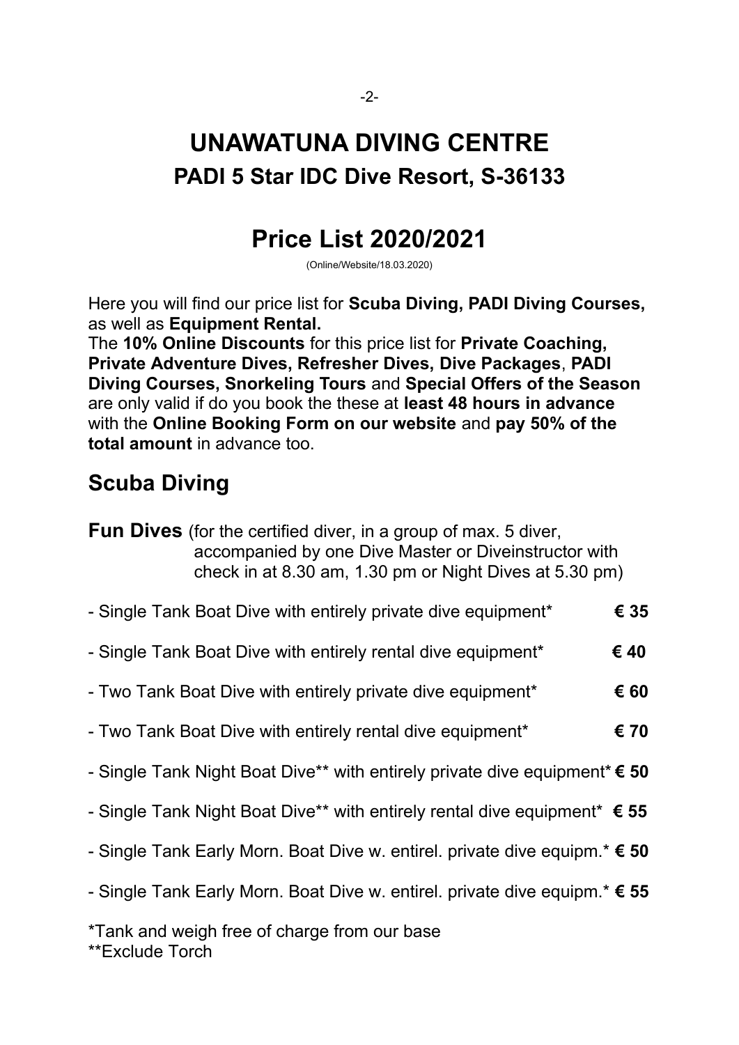# UNAWATUNA DIVING CENTRE

## PADI 5 Star IDC Dive Resort, S-36133

# Price List 2020/2021

(Online/Website/18.03.2020)

Here you will find our price list for **Scuba Diving, PADI Diving Courses,** as well as **Equipment Rental.**

The **10% Online Discounts** for this price list for **Private Coaching, Private Adventure Dives, Refresher Dives, Dive Packages**, **PADI Diving Courses, Snorkeling Tours** and **Special Offers of the Season** are only valid if do you book the these at **least 48 hours in advance** with the **Online Booking Form on our website** and **pay 50% of the total amount** in advance too.

## Scuba Diving

**Fun Dives** (for the certified diver, in a group of max. 5 diver, accompanied by one Dive Master or Diveinstructor with check in at 8.30 am, 1.30 pm or Night Dives at 5.30 pm)

- Single Tank Boat Dive with entirely private dive equipment* **€ 35**
- Single Tank Boat Dive with entirely rental dive equipment* **€ 40**
- Two Tank Boat Dive with entirely private dive equipment* **€ 60**
- Two Tank Boat Dive with entirely rental dive equipment* **€ 70**
- Single Tank Night Boat Dive** with entirely private dive equipment* **€ 50**
- Single Tank Night Boat Dive** with entirely rental dive equipment* **€ 55**
- Single Tank Early Morn. Boat Dive w. entirel. private dive equipm.* **€ 50**
- Single Tank Early Morn. Boat Dive w. entirel. private dive equipm.* **€ 55**

*Tank and weigh free of charge from our base
**Exclude Torch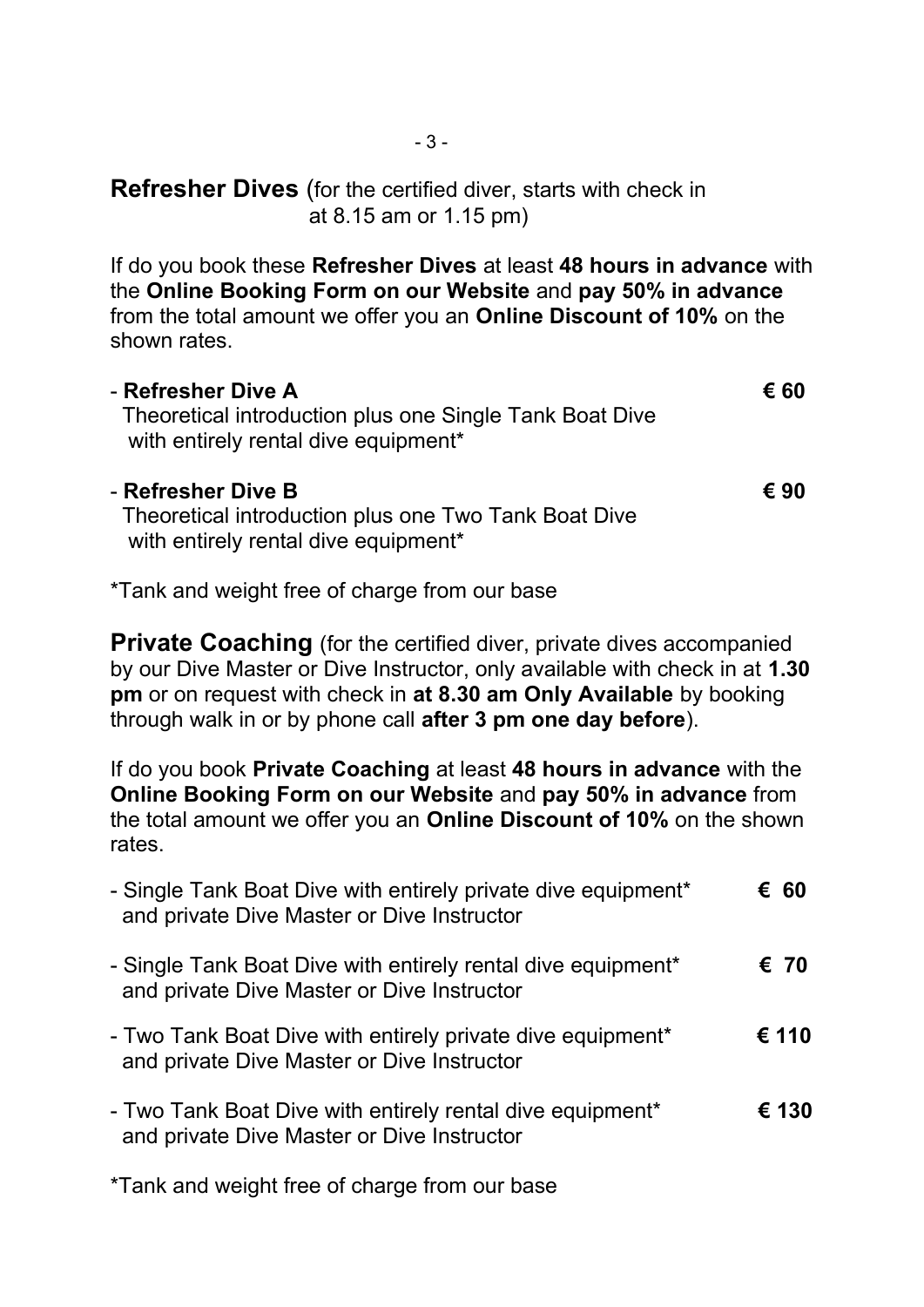**Refresher Dives** (for the certified diver, starts with check in at 8.15 am or 1.15 pm)

If do you book these **Refresher Dives** at least **48 hours in advance** with the **Online Booking Form on our Website** and **pay 50% in advance** from the total amount we offer you an **Online Discount of 10%** on the shown rates.

- **Refresher Dive A** **€ 60**
  Theoretical introduction plus one Single Tank Boat Dive with entirely rental dive equipment*

- **Refresher Dive B** **€ 90**
  Theoretical introduction plus one Two Tank Boat Dive with entirely rental dive equipment*

*Tank and weight free of charge from our base

**Private Coaching** (for the certified diver, private dives accompanied by our Dive Master or Dive Instructor, only available with check in at **1.30 pm** or on request with check in **at 8.30 am Only Available** by booking through walk in or by phone call **after 3 pm one day before**).

If do you book **Private Coaching** at least **48 hours in advance** with the **Online Booking Form on our Website** and **pay 50% in advance** from the total amount we offer you an **Online Discount of 10%** on the shown rates.

- Single Tank Boat Dive with entirely private dive equipment* and private Dive Master or Dive Instructor **€ 60**
- Single Tank Boat Dive with entirely rental dive equipment* and private Dive Master or Dive Instructor **€ 70**
- Two Tank Boat Dive with entirely private dive equipment* and private Dive Master or Dive Instructor **€ 110**
- Two Tank Boat Dive with entirely rental dive equipment* and private Dive Master or Dive Instructor **€ 130**

*Tank and weight free of charge from our base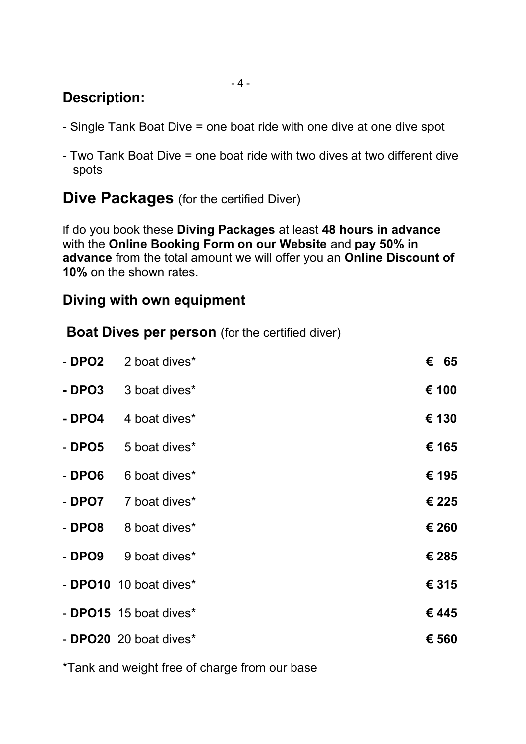## Description:

- Single Tank Boat Dive = one boat ride with one dive at one dive spot
- Two Tank Boat Dive = one boat ride with two dives at two different dive spots

# Dive Packages (for the certified Diver)

If do you book these **Diving Packages** at least **48 hours in advance** with the **Online Booking Form on our Website** and **pay 50% in advance** from the total amount we will offer you an **Online Discount of 10%** on the shown rates.

## Diving with own equipment

### Boat Dives per person (for the certified diver)

| Package | Dives | Price |
|---|---|---|
| - **DPO2** | 2 boat dives* | **€ 65** |
| **- DPO3** | 3 boat dives* | **€ 100** |
| **- DPO4** | 4 boat dives* | **€ 130** |
| - **DPO5** | 5 boat dives* | **€ 165** |
| - **DPO6** | 6 boat dives* | **€ 195** |
| - **DPO7** | 7 boat dives* | **€ 225** |
| - **DPO8** | 8 boat dives* | **€ 260** |
| - **DPO9** | 9 boat dives* | **€ 285** |
| - **DPO10** | 10 boat dives* | **€ 315** |
| - **DPO15** | 15 boat dives* | **€ 445** |
| - **DPO20** | 20 boat dives* | **€ 560** |

*Tank and weight free of charge from our base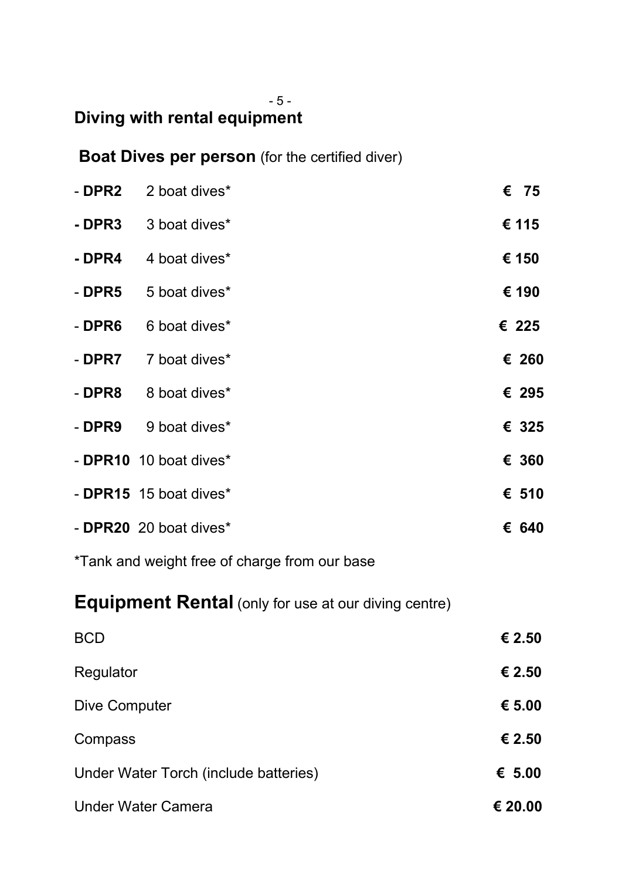## Diving with rental equipment

### **Boat Dives per person** (for the certified diver)

- **DPR2** 2 boat dives* **€ 75**
- **DPR3** 3 boat dives* **€ 115**
- **DPR4** 4 boat dives* **€ 150**
- **DPR5** 5 boat dives* **€ 190**
- **DPR6** 6 boat dives* **€ 225**
- **DPR7** 7 boat dives* **€ 260**
- **DPR8** 8 boat dives* **€ 295**
- **DPR9** 9 boat dives* **€ 325**
- **DPR10** 10 boat dives* **€ 360**
- **DPR15** 15 boat dives* **€ 510**
- **DPR20** 20 boat dives* **€ 640**

*Tank and weight free of charge from our base

## Equipment Rental (only for use at our diving centre)

| Item | Price |
|---|---|
| BCD | **€ 2.50** |
| Regulator | **€ 2.50** |
| Dive Computer | **€ 5.00** |
| Compass | **€ 2.50** |
| Under Water Torch (include batteries) | **€ 5.00** |
| Under Water Camera | **€ 20.00** |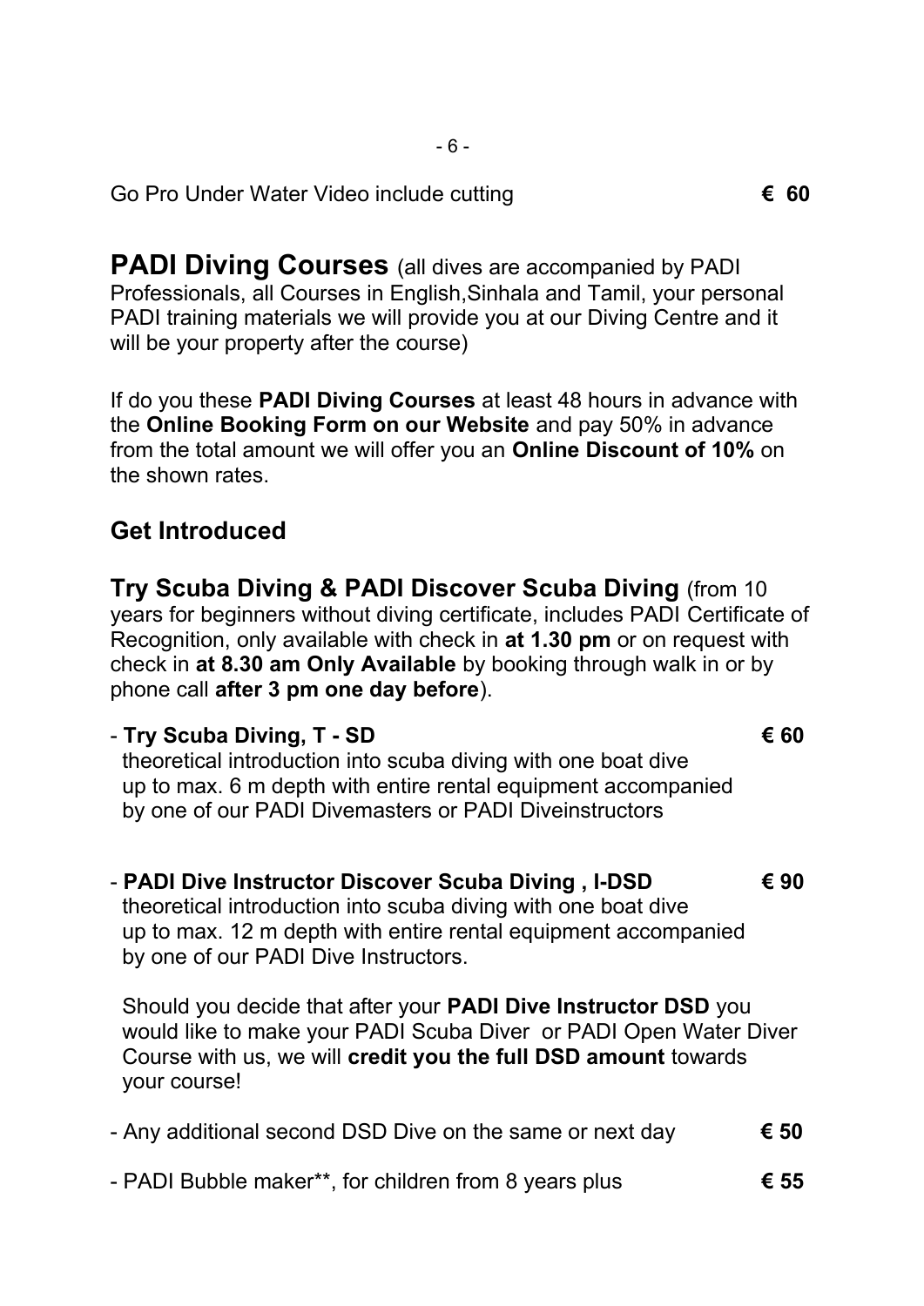Go Pro Under Water Video include cutting **€ 60**

## PADI Diving Courses

(all dives are accompanied by PADI Professionals, all Courses in English,Sinhala and Tamil, your personal PADI training materials we will provide you at our Diving Centre and it will be your property after the course)

If do you these **PADI Diving Courses** at least 48 hours in advance with the **Online Booking Form on our Website** and pay 50% in advance from the total amount we will offer you an **Online Discount of 10%** on the shown rates.

### Get Introduced

**Try Scuba Diving & PADI Discover Scuba Diving** (from 10 years for beginners without diving certificate, includes PADI Certificate of Recognition, only available with check in **at 1.30 pm** or on request with check in **at 8.30 am Only Available** by booking through walk in or by phone call **after 3 pm one day before**).

- **Try Scuba Diving, T - SD** **€ 60**
  theoretical introduction into scuba diving with one boat dive up to max. 6 m depth with entire rental equipment accompanied by one of our PADI Divemasters or PADI Diveinstructors

- **PADI Dive Instructor Discover Scuba Diving , I-DSD** **€ 90**
  theoretical introduction into scuba diving with one boat dive up to max. 12 m depth with entire rental equipment accompanied by one of our PADI Dive Instructors.

  Should you decide that after your **PADI Dive Instructor DSD** you would like to make your PADI Scuba Diver or PADI Open Water Diver Course with us, we will **credit you the full DSD amount** towards your course!

- Any additional second DSD Dive on the same or next day **€ 50**

- PADI Bubble maker**, for children from 8 years plus **€ 55**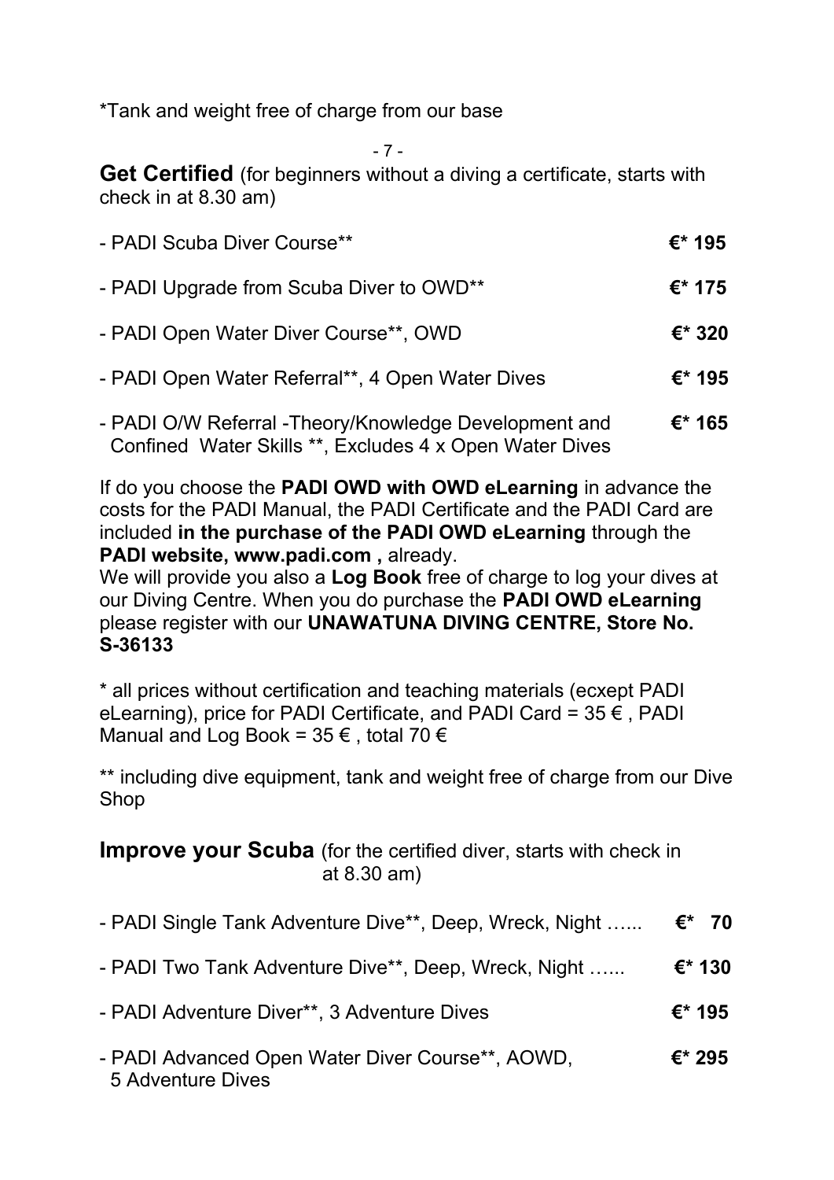*Tank and weight free of charge from our base

**Get Certified** (for beginners without a diving a certificate, starts with check in at 8.30 am)

| | |
|---|---|
| - PADI Scuba Diver Course** | **€* 195** |
| - PADI Upgrade from Scuba Diver to OWD** | **€* 175** |
| - PADI Open Water Diver Course**, OWD | **€* 320** |
| - PADI Open Water Referral**, 4 Open Water Dives | **€* 195** |
| - PADI O/W Referral -Theory/Knowledge Development and Confined Water Skills **, Excludes 4 x Open Water Dives | **€* 165** |

If do you choose the **PADI OWD with OWD eLearning** in advance the costs for the PADI Manual, the PADI Certificate and the PADI Card are included **in the purchase of the PADI OWD eLearning** through the **PADI website, www.padi.com ,** already.
We will provide you also a **Log Book** free of charge to log your dives at our Diving Centre. When you do purchase the **PADI OWD eLearning** please register with our **UNAWATUNA DIVING CENTRE, Store No. S-36133**

* all prices without certification and teaching materials (ecxept PADI eLearning), price for PADI Certificate, and PADI Card = 35 € , PADI Manual and Log Book = 35 € , total 70 €

** including dive equipment, tank and weight free of charge from our Dive Shop

**Improve your Scuba** (for the certified diver, starts with check in at 8.30 am)

| | |
|---|---|
| - PADI Single Tank Adventure Dive**, Deep, Wreck, Night …... | **€* 70** |
| - PADI Two Tank Adventure Dive**, Deep, Wreck, Night …... | **€* 130** |
| - PADI Adventure Diver**, 3 Adventure Dives | **€* 195** |
| - PADI Advanced Open Water Diver Course**, AOWD, 5 Adventure Dives | **€* 295** |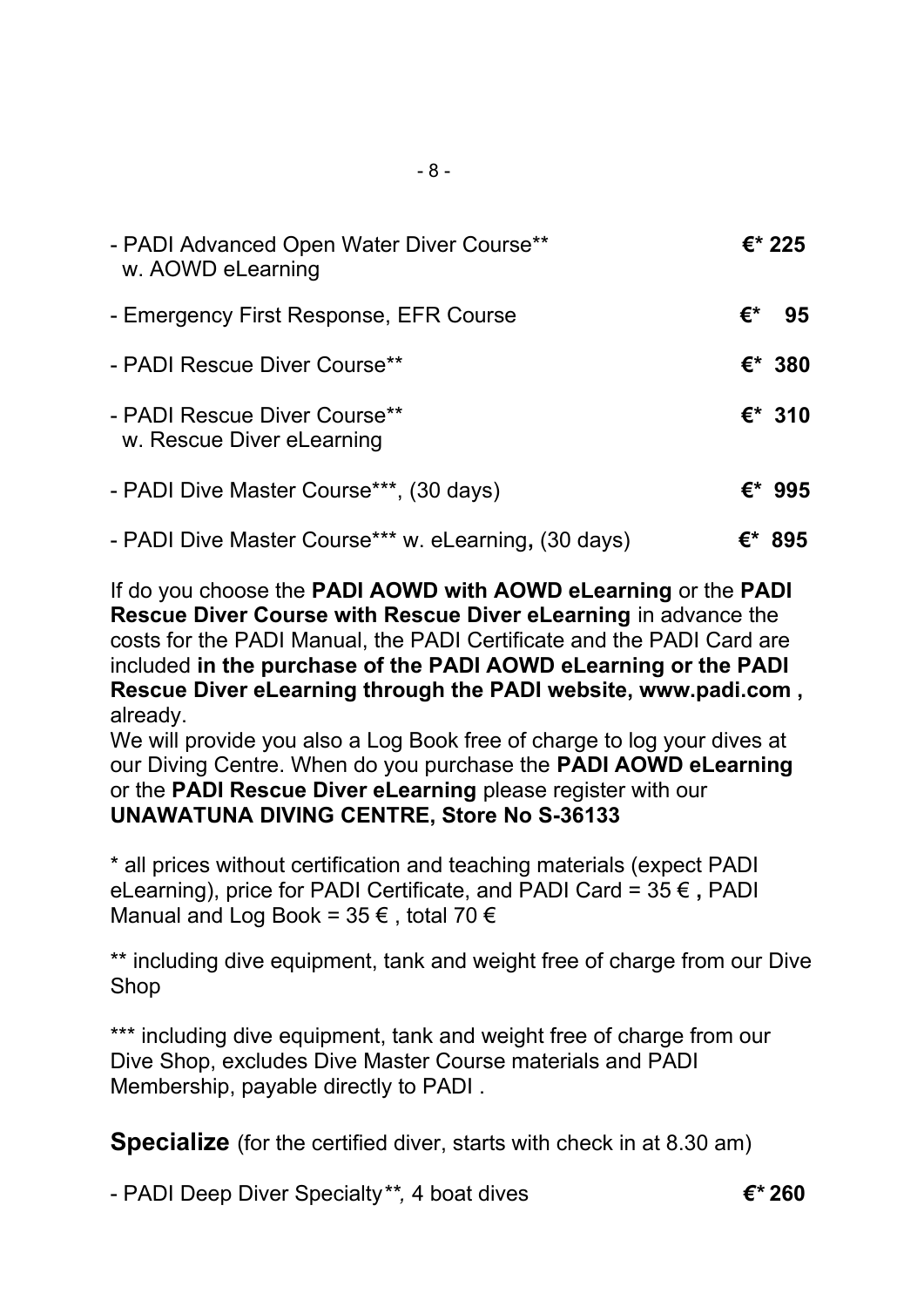- PADI Advanced Open Water Diver Course** w. AOWD eLearning **€* 225**

- Emergency First Response, EFR Course **€* 95**

- PADI Rescue Diver Course** **€* 380**

- PADI Rescue Diver Course** w. Rescue Diver eLearning **€* 310**

- PADI Dive Master Course***, (30 days) **€* 995**

- PADI Dive Master Course*** w. eLearning**,** (30 days) **€* 895**

If do you choose the **PADI AOWD with AOWD eLearning** or the **PADI Rescue Diver Course with Rescue Diver eLearning** in advance the costs for the PADI Manual, the PADI Certificate and the PADI Card are included **in the purchase of the PADI AOWD eLearning or the PADI Rescue Diver eLearning through the PADI website, www.padi.com ,** already.
We will provide you also a Log Book free of charge to log your dives at our Diving Centre. When do you purchase the **PADI AOWD eLearning** or the **PADI Rescue Diver eLearning** please register with our **UNAWATUNA DIVING CENTRE, Store No S-36133**

* all prices without certification and teaching materials (expect PADI eLearning), price for PADI Certificate, and PADI Card = 35 € **,** PADI Manual and Log Book = 35 € , total 70 €

** including dive equipment, tank and weight free of charge from our Dive Shop

*** including dive equipment, tank and weight free of charge from our Dive Shop, excludes Dive Master Course materials and PADI Membership, payable directly to PADI .

**Specialize** (for the certified diver, starts with check in at 8.30 am)

- PADI Deep Diver Specialty*\*, 4 boat dives **€* 260**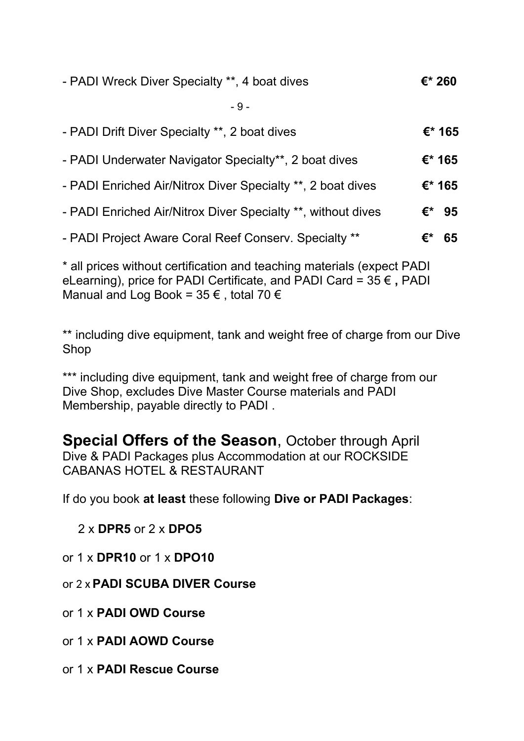- PADI Wreck Diver Specialty **, 4 boat dives **€* 260**

- PADI Drift Diver Specialty **, 2 boat dives **€* 165**

- PADI Underwater Navigator Specialty**, 2 boat dives **€* 165**

- PADI Enriched Air/Nitrox Diver Specialty **, 2 boat dives **€* 165**

- PADI Enriched Air/Nitrox Diver Specialty **, without dives **€* 95**

- PADI Project Aware Coral Reef Conserv. Specialty ** **€* 65**

* all prices without certification and teaching materials (expect PADI eLearning), price for PADI Certificate, and PADI Card = 35 € **,** PADI Manual and Log Book = 35 € , total 70 €

** including dive equipment, tank and weight free of charge from our Dive Shop

*** including dive equipment, tank and weight free of charge from our Dive Shop, excludes Dive Master Course materials and PADI Membership, payable directly to PADI .

## Special Offers of the Season, October through April

Dive & PADI Packages plus Accommodation at our ROCKSIDE CABANAS HOTEL & RESTAURANT

If do you book **at least** these following **Dive or PADI Packages**:

2 x **DPR5** or 2 x **DPO5**

or 1 x **DPR10** or 1 x **DPO10**

or 2 x **PADI SCUBA DIVER Course**

or 1 x **PADI OWD Course**

or 1 x **PADI AOWD Course**

or 1 x **PADI Rescue Course**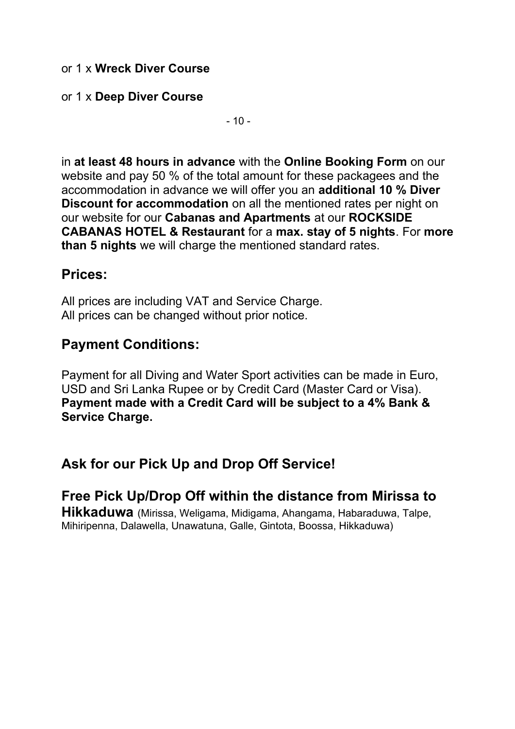or 1 x **Wreck Diver Course**

or 1 x **Deep Diver Course**

in **at least 48 hours in advance** with the **Online Booking Form** on our website and pay 50 % of the total amount for these packagees and the accommodation in advance we will offer you an **additional 10 % Diver Discount for accommodation** on all the mentioned rates per night on our website for our **Cabanas and Apartments** at our **ROCKSIDE CABANAS HOTEL & Restaurant** for a **max. stay of 5 nights**. For **more than 5 nights** we will charge the mentioned standard rates.

## Prices:

All prices are including VAT and Service Charge.
All prices can be changed without prior notice.

## Payment Conditions:

Payment for all Diving and Water Sport activities can be made in Euro, USD and Sri Lanka Rupee or by Credit Card (Master Card or Visa).
**Payment made with a Credit Card will be subject to a 4% Bank & Service Charge.**

## Ask for our Pick Up and Drop Off Service!

## Free Pick Up/Drop Off within the distance from Mirissa to Hikkaduwa

(Mirissa, Weligama, Midigama, Ahangama, Habaraduwa, Talpe, Mihiripenna, Dalawella, Unawatuna, Galle, Gintota, Boossa, Hikkaduwa)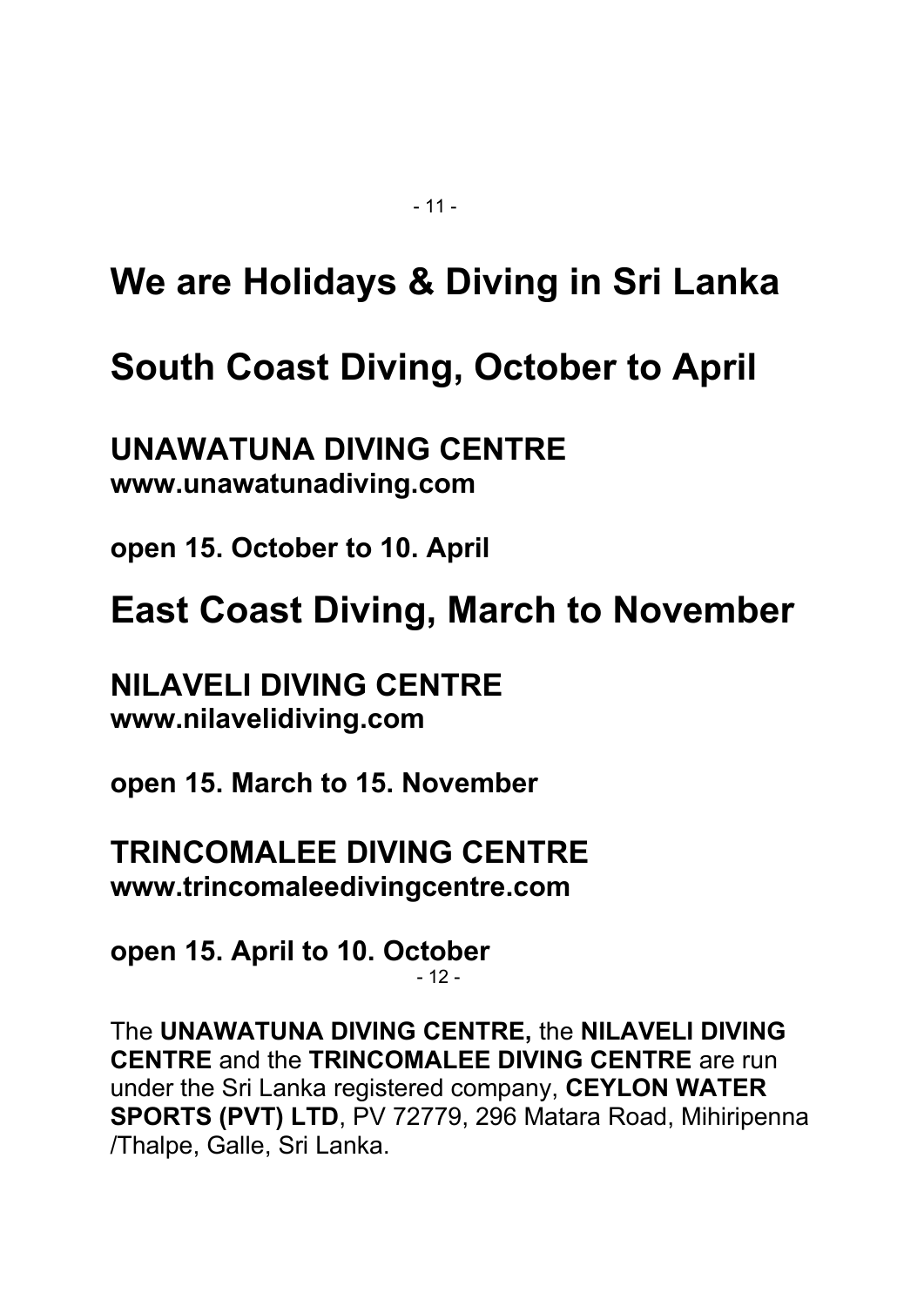# We are Holidays & Diving in Sri Lanka

# South Coast Diving, October to April

## UNAWATUNA DIVING CENTRE

**www.unawatunadiving.com**

**open 15. October to 10. April**

# East Coast Diving, March to November

## NILAVELI DIVING CENTRE

**www.nilavelidiving.com**

**open 15. March to 15. November**

## TRINCOMALEE DIVING CENTRE

**www.trincomaleedivingcentre.com**

**open 15. April to 10. October**

The **UNAWATUNA DIVING CENTRE,** the **NILAVELI DIVING CENTRE** and the **TRINCOMALEE DIVING CENTRE** are run under the Sri Lanka registered company, **CEYLON WATER SPORTS (PVT) LTD**, PV 72779, 296 Matara Road, Mihiripenna /Thalpe, Galle, Sri Lanka.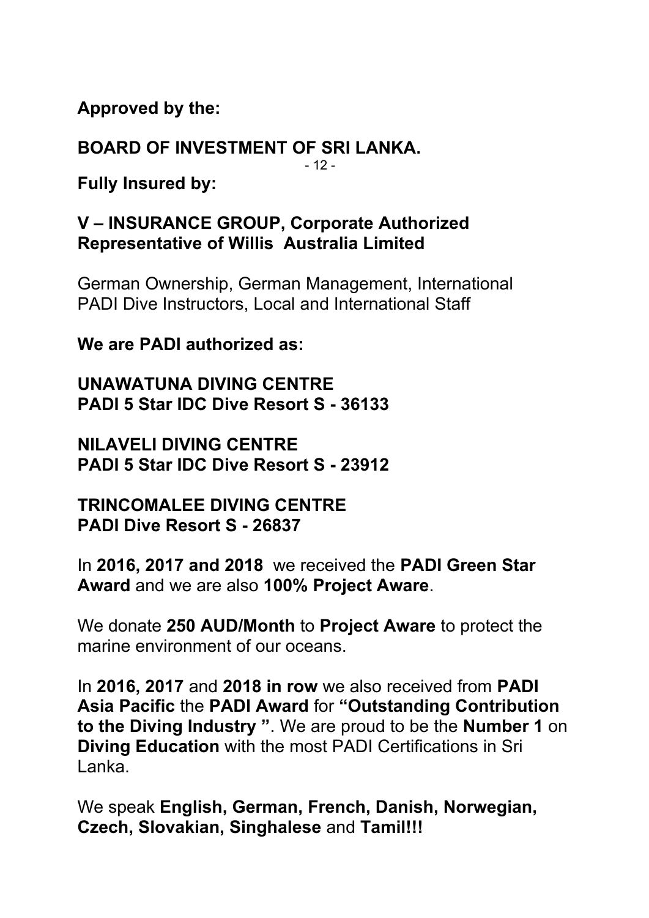**Approved by the:**

**BOARD OF INVESTMENT OF SRI LANKA.**

**Fully Insured by:**

**V – INSURANCE GROUP, Corporate Authorized Representative of Willis  Australia Limited**

German Ownership, German Management, International PADI Dive Instructors, Local and International Staff

**We are PADI authorized as:**

**UNAWATUNA DIVING CENTRE**
**PADI 5 Star IDC Dive Resort S - 36133**

**NILAVELI DIVING CENTRE**
**PADI 5 Star IDC Dive Resort S - 23912**

**TRINCOMALEE DIVING CENTRE**
**PADI Dive Resort S - 26837**

In **2016, 2017 and 2018** we received the **PADI Green Star Award** and we are also **100% Project Aware**.

We donate **250 AUD/Month** to **Project Aware** to protect the marine environment of our oceans.

In **2016, 2017** and **2018 in row** we also received from **PADI Asia Pacific** the **PADI Award** for **"Outstanding Contribution to the Diving Industry "**. We are proud to be the **Number 1** on **Diving Education** with the most PADI Certifications in Sri Lanka.

We speak **English, German, French, Danish, Norwegian, Czech, Slovakian, Singhalese** and **Tamil!!!**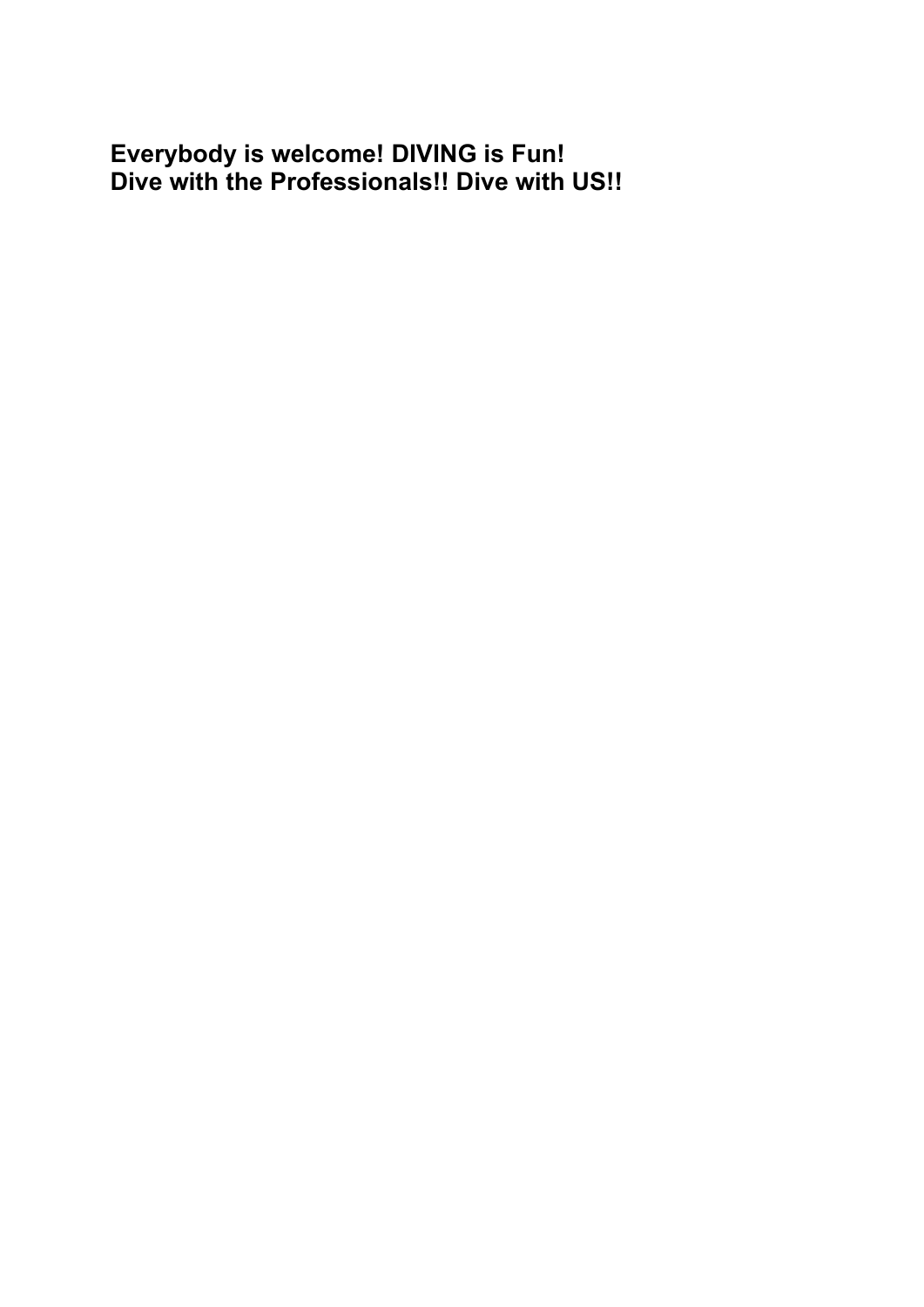**Everybody is welcome! DIVING is Fun!**
**Dive with the Professionals!! Dive with US!!**